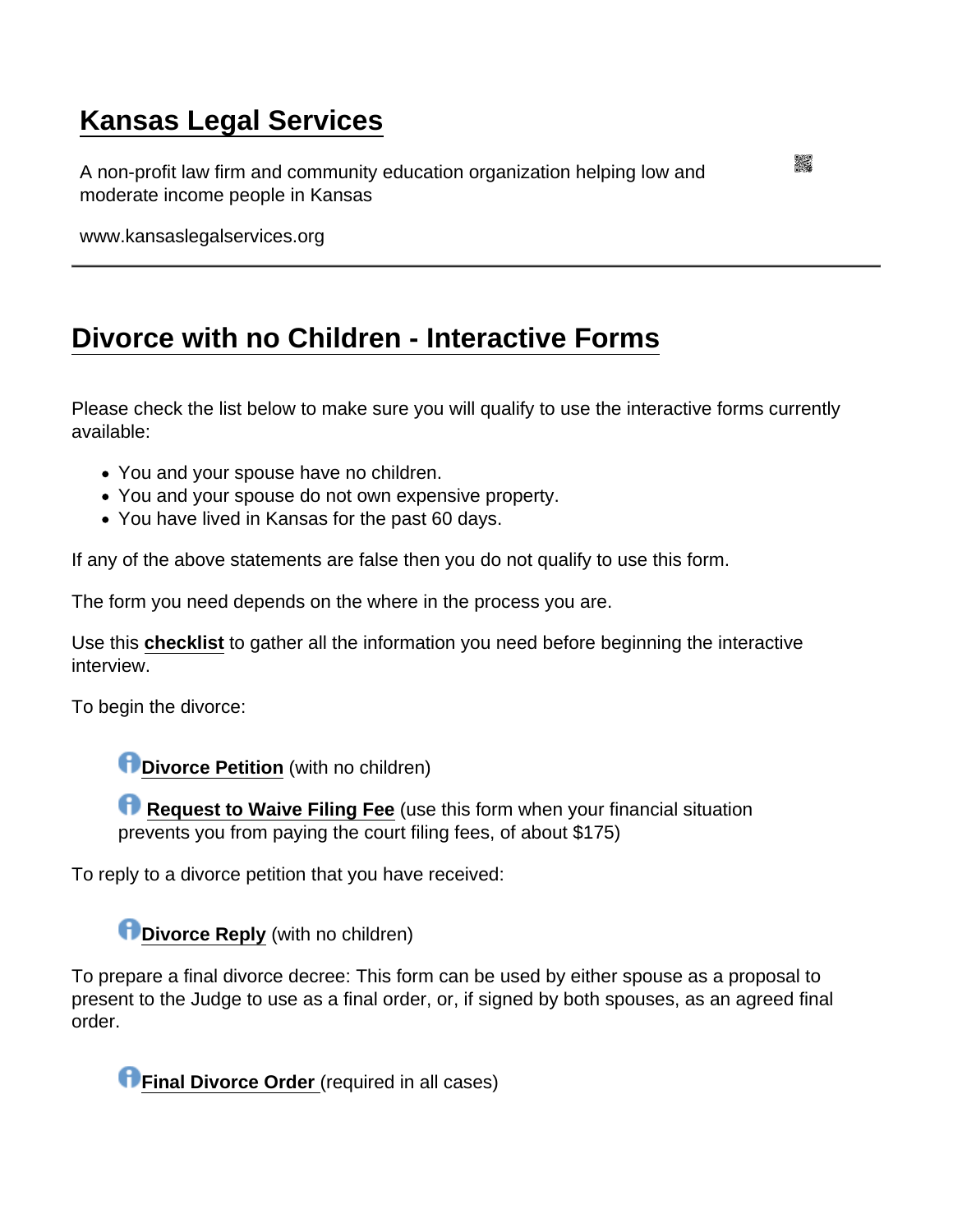# Kansas Legal Services

A non-profit law firm and community education organization helping low and moderate income people in Kansas

www.kansaslegalservices.org

---

## Divorce with no Children - Interactive Forms

Please check the list below to make sure you will qualify to use the interactive forms currently available:

- You and your spouse have no children.
- You and your spouse do not own expensive property.
- You have lived in Kansas for the past 60 days.

If any of the above statements are false then you do not qualify to use this form.

The form you need depends on the where in the process you are.

Use this **checklist** to gather all the information you need before beginning the interactive interview.

To begin the divorce:

> **Divorce Petition** (with no children)
>
> **Request to Waive Filing Fee** (use this form when your financial situation prevents you from paying the court filing fees, of about $175)

To reply to a divorce petition that you have received:

> **Divorce Reply** (with no children)

To prepare a final divorce decree: This form can be used by either spouse as a proposal to present to the Judge to use as a final order, or, if signed by both spouses, as an agreed final order.

> **Final Divorce Order** (required in all cases)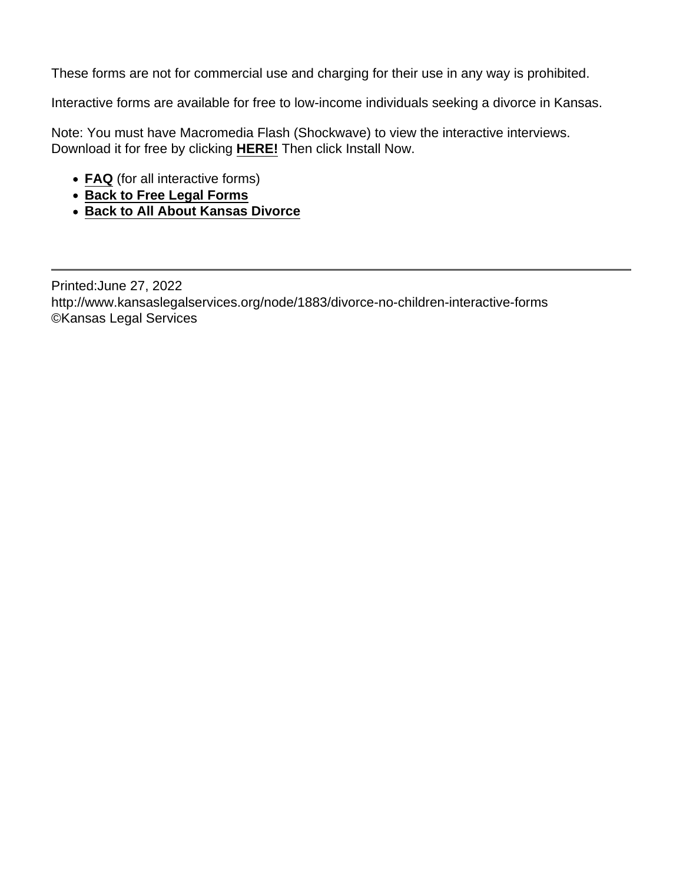These forms are not for commercial use and charging for their use in any way is prohibited.

Interactive forms are available for free to low-income individuals seeking a divorce in Kansas.

Note: You must have Macromedia Flash (Shockwave) to view the interactive interviews. Download it for free by clicking **HERE!** Then click Install Now.

- **FAQ** (for all interactive forms)
- **Back to Free Legal Forms**
- **Back to All About Kansas Divorce**

---

Printed:June 27, 2022
http://www.kansaslegalservices.org/node/1883/divorce-no-children-interactive-forms
©Kansas Legal Services